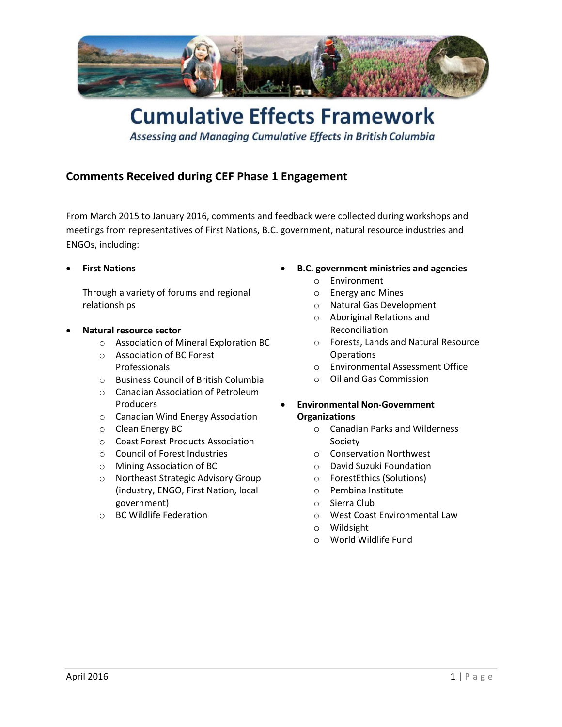# Cumulative Effects Framework

*Assessing and Managing Cumulative Effects in British Columbia*

## Comments Received during CEF Phase 1 Engagement

From March 2015 to January 2016, comments and feedback were collected during workshops and meetings from representatives of First Nations, B.C. government, natural resource industries and ENGOs, including:

- **First Nations**

  Through a variety of forums and regional relationships

- **Natural resource sector**
  - Association of Mineral Exploration BC
  - Association of BC Forest Professionals
  - Business Council of British Columbia
  - Canadian Association of Petroleum Producers
  - Canadian Wind Energy Association
  - Clean Energy BC
  - Coast Forest Products Association
  - Council of Forest Industries
  - Mining Association of BC
  - Northeast Strategic Advisory Group (industry, ENGO, First Nation, local government)
  - BC Wildlife Federation

- **B.C. government ministries and agencies**
  - Environment
  - Energy and Mines
  - Natural Gas Development
  - Aboriginal Relations and Reconciliation
  - Forests, Lands and Natural Resource Operations
  - Environmental Assessment Office
  - Oil and Gas Commission

- **Environmental Non-Government Organizations**
  - Canadian Parks and Wilderness Society
  - Conservation Northwest
  - David Suzuki Foundation
  - ForestEthics (Solutions)
  - Pembina Institute
  - Sierra Club
  - West Coast Environmental Law
  - Wildsight
  - World Wildlife Fund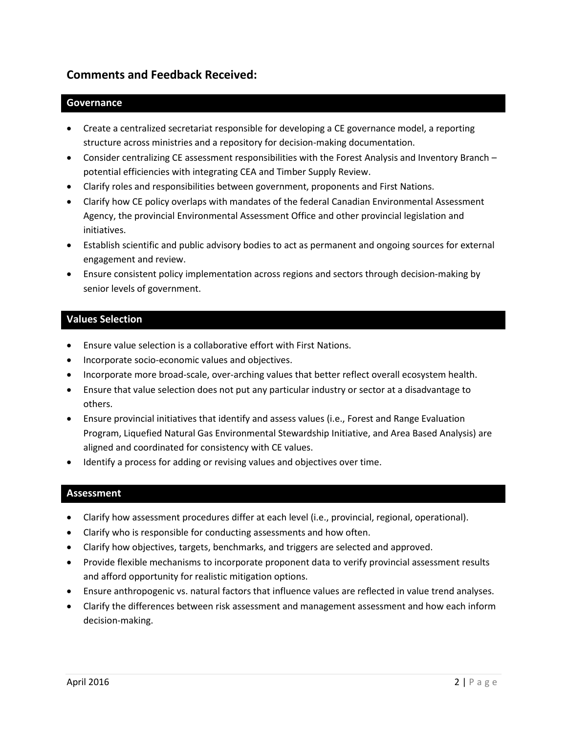## Comments and Feedback Received:

### Governance

- Create a centralized secretariat responsible for developing a CE governance model, a reporting structure across ministries and a repository for decision-making documentation.
- Consider centralizing CE assessment responsibilities with the Forest Analysis and Inventory Branch – potential efficiencies with integrating CEA and Timber Supply Review.
- Clarify roles and responsibilities between government, proponents and First Nations.
- Clarify how CE policy overlaps with mandates of the federal Canadian Environmental Assessment Agency, the provincial Environmental Assessment Office and other provincial legislation and initiatives.
- Establish scientific and public advisory bodies to act as permanent and ongoing sources for external engagement and review.
- Ensure consistent policy implementation across regions and sectors through decision-making by senior levels of government.

### Values Selection

- Ensure value selection is a collaborative effort with First Nations.
- Incorporate socio-economic values and objectives.
- Incorporate more broad-scale, over-arching values that better reflect overall ecosystem health.
- Ensure that value selection does not put any particular industry or sector at a disadvantage to others.
- Ensure provincial initiatives that identify and assess values (i.e., Forest and Range Evaluation Program, Liquefied Natural Gas Environmental Stewardship Initiative, and Area Based Analysis) are aligned and coordinated for consistency with CE values.
- Identify a process for adding or revising values and objectives over time.

### Assessment

- Clarify how assessment procedures differ at each level (i.e., provincial, regional, operational).
- Clarify who is responsible for conducting assessments and how often.
- Clarify how objectives, targets, benchmarks, and triggers are selected and approved.
- Provide flexible mechanisms to incorporate proponent data to verify provincial assessment results and afford opportunity for realistic mitigation options.
- Ensure anthropogenic vs. natural factors that influence values are reflected in value trend analyses.
- Clarify the differences between risk assessment and management assessment and how each inform decision-making.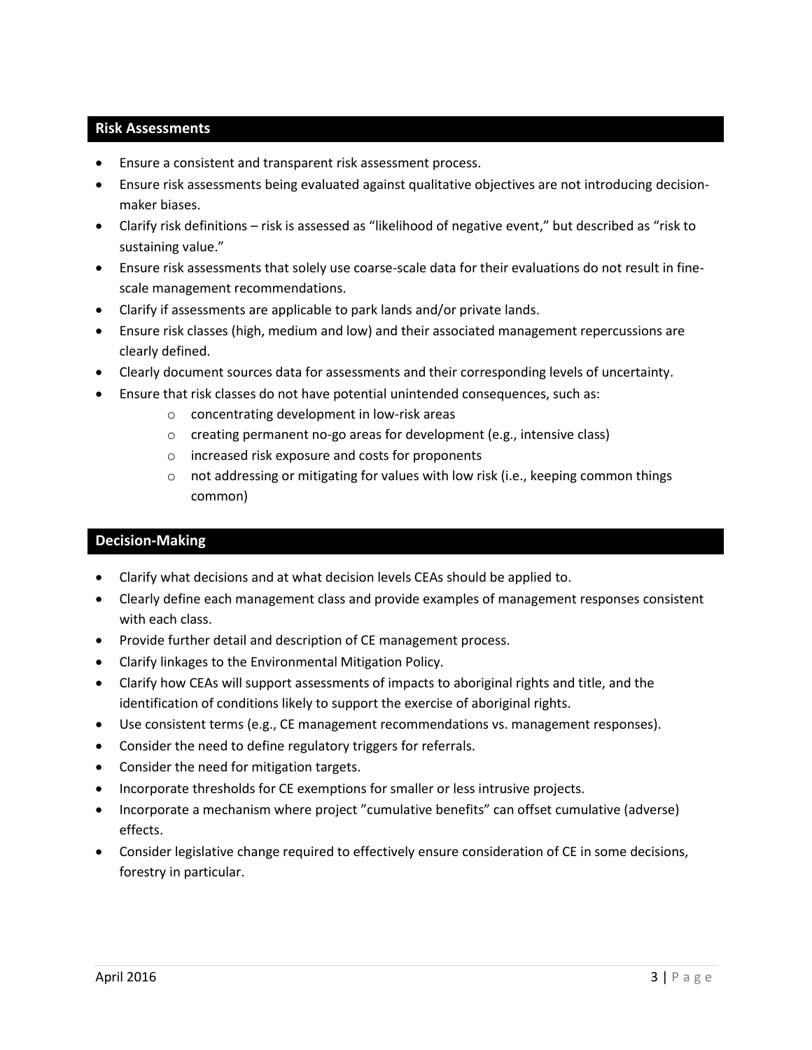## Risk Assessments

- Ensure a consistent and transparent risk assessment process.
- Ensure risk assessments being evaluated against qualitative objectives are not introducing decision-maker biases.
- Clarify risk definitions – risk is assessed as "likelihood of negative event," but described as "risk to sustaining value."
- Ensure risk assessments that solely use coarse-scale data for their evaluations do not result in fine-scale management recommendations.
- Clarify if assessments are applicable to park lands and/or private lands.
- Ensure risk classes (high, medium and low) and their associated management repercussions are clearly defined.
- Clearly document sources data for assessments and their corresponding levels of uncertainty.
- Ensure that risk classes do not have potential unintended consequences, such as:
    - concentrating development in low-risk areas
    - creating permanent no-go areas for development (e.g., intensive class)
    - increased risk exposure and costs for proponents
    - not addressing or mitigating for values with low risk (i.e., keeping common things common)

## Decision-Making

- Clarify what decisions and at what decision levels CEAs should be applied to.
- Clearly define each management class and provide examples of management responses consistent with each class.
- Provide further detail and description of CE management process.
- Clarify linkages to the Environmental Mitigation Policy.
- Clarify how CEAs will support assessments of impacts to aboriginal rights and title, and the identification of conditions likely to support the exercise of aboriginal rights.
- Use consistent terms (e.g., CE management recommendations vs. management responses).
- Consider the need to define regulatory triggers for referrals.
- Consider the need for mitigation targets.
- Incorporate thresholds for CE exemptions for smaller or less intrusive projects.
- Incorporate a mechanism where project "cumulative benefits" can offset cumulative (adverse) effects.
- Consider legislative change required to effectively ensure consideration of CE in some decisions, forestry in particular.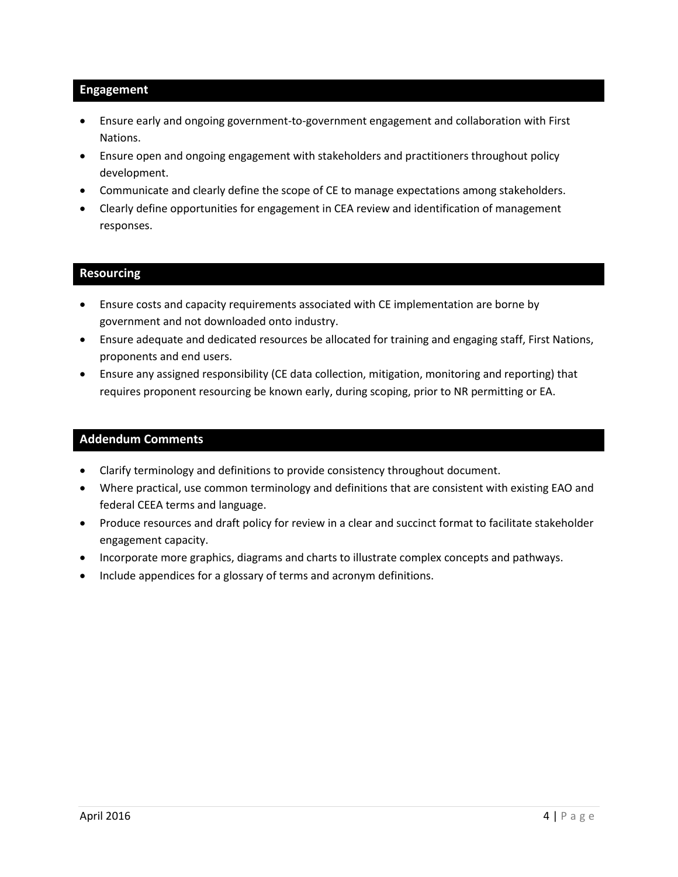## Engagement

- Ensure early and ongoing government-to-government engagement and collaboration with First Nations.
- Ensure open and ongoing engagement with stakeholders and practitioners throughout policy development.
- Communicate and clearly define the scope of CE to manage expectations among stakeholders.
- Clearly define opportunities for engagement in CEA review and identification of management responses.

## Resourcing

- Ensure costs and capacity requirements associated with CE implementation are borne by government and not downloaded onto industry.
- Ensure adequate and dedicated resources be allocated for training and engaging staff, First Nations, proponents and end users.
- Ensure any assigned responsibility (CE data collection, mitigation, monitoring and reporting) that requires proponent resourcing be known early, during scoping, prior to NR permitting or EA.

## Addendum Comments

- Clarify terminology and definitions to provide consistency throughout document.
- Where practical, use common terminology and definitions that are consistent with existing EAO and federal CEEA terms and language.
- Produce resources and draft policy for review in a clear and succinct format to facilitate stakeholder engagement capacity.
- Incorporate more graphics, diagrams and charts to illustrate complex concepts and pathways.
- Include appendices for a glossary of terms and acronym definitions.